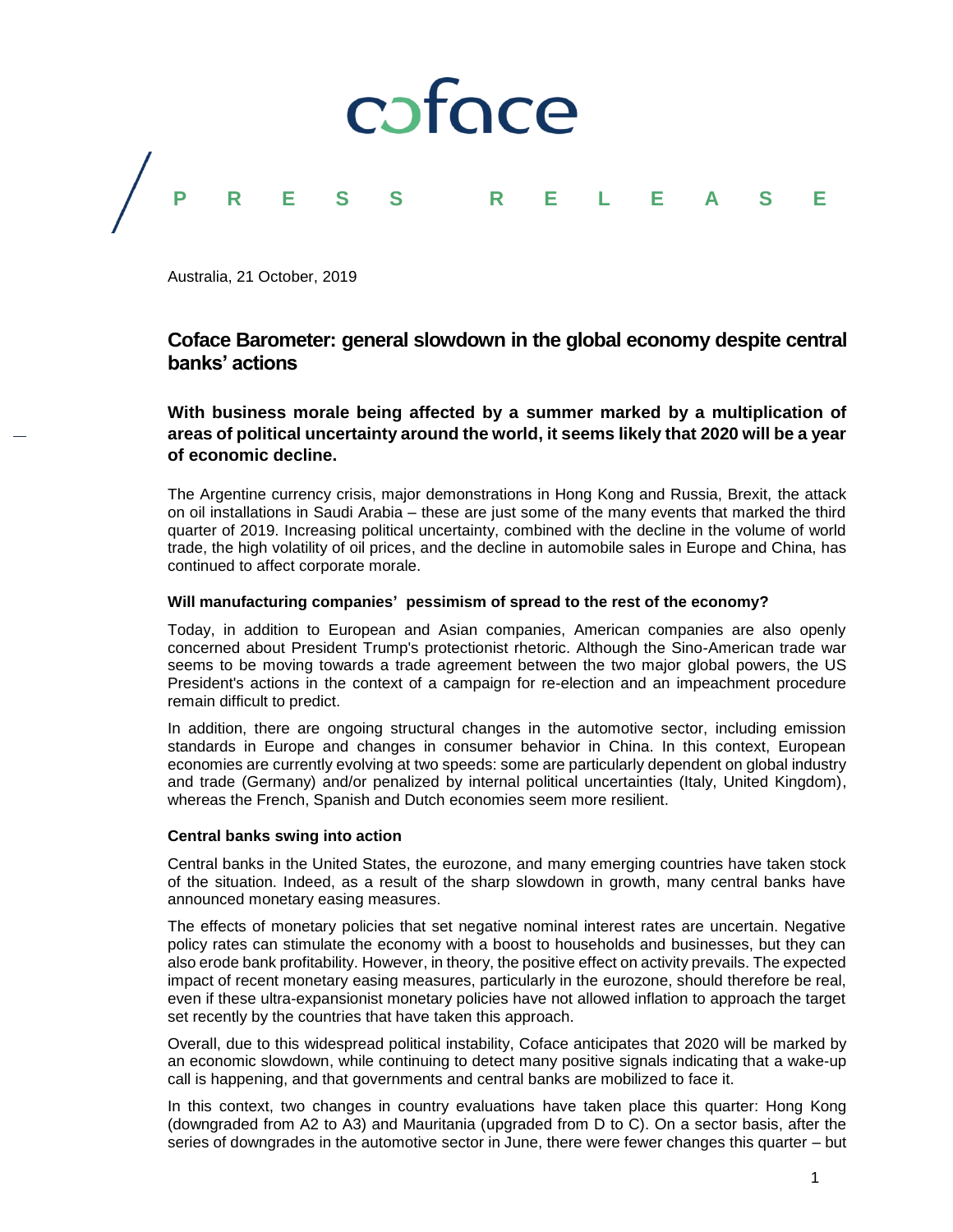coface

PRESS RELEASE

Australia, 21 October, 2019

# Coface Barometer: general slowdown in the global economy despite central banks' actions

**With business morale being affected by a summer marked by a multiplication of areas of political uncertainty around the world, it seems likely that 2020 will be a year of economic decline.**

The Argentine currency crisis, major demonstrations in Hong Kong and Russia, Brexit, the attack on oil installations in Saudi Arabia – these are just some of the many events that marked the third quarter of 2019. Increasing political uncertainty, combined with the decline in the volume of world trade, the high volatility of oil prices, and the decline in automobile sales in Europe and China, has continued to affect corporate morale.

### Will manufacturing companies' pessimism of spread to the rest of the economy?

Today, in addition to European and Asian companies, American companies are also openly concerned about President Trump's protectionist rhetoric. Although the Sino-American trade war seems to be moving towards a trade agreement between the two major global powers, the US President's actions in the context of a campaign for re-election and an impeachment procedure remain difficult to predict.

In addition, there are ongoing structural changes in the automotive sector, including emission standards in Europe and changes in consumer behavior in China. In this context, European economies are currently evolving at two speeds: some are particularly dependent on global industry and trade (Germany) and/or penalized by internal political uncertainties (Italy, United Kingdom), whereas the French, Spanish and Dutch economies seem more resilient.

### Central banks swing into action

Central banks in the United States, the eurozone, and many emerging countries have taken stock of the situation. Indeed, as a result of the sharp slowdown in growth, many central banks have announced monetary easing measures.

The effects of monetary policies that set negative nominal interest rates are uncertain. Negative policy rates can stimulate the economy with a boost to households and businesses, but they can also erode bank profitability. However, in theory, the positive effect on activity prevails. The expected impact of recent monetary easing measures, particularly in the eurozone, should therefore be real, even if these ultra-expansionist monetary policies have not allowed inflation to approach the target set recently by the countries that have taken this approach.

Overall, due to this widespread political instability, Coface anticipates that 2020 will be marked by an economic slowdown, while continuing to detect many positive signals indicating that a wake-up call is happening, and that governments and central banks are mobilized to face it.

In this context, two changes in country evaluations have taken place this quarter: Hong Kong (downgraded from A2 to A3) and Mauritania (upgraded from D to C). On a sector basis, after the series of downgrades in the automotive sector in June, there were fewer changes this quarter – but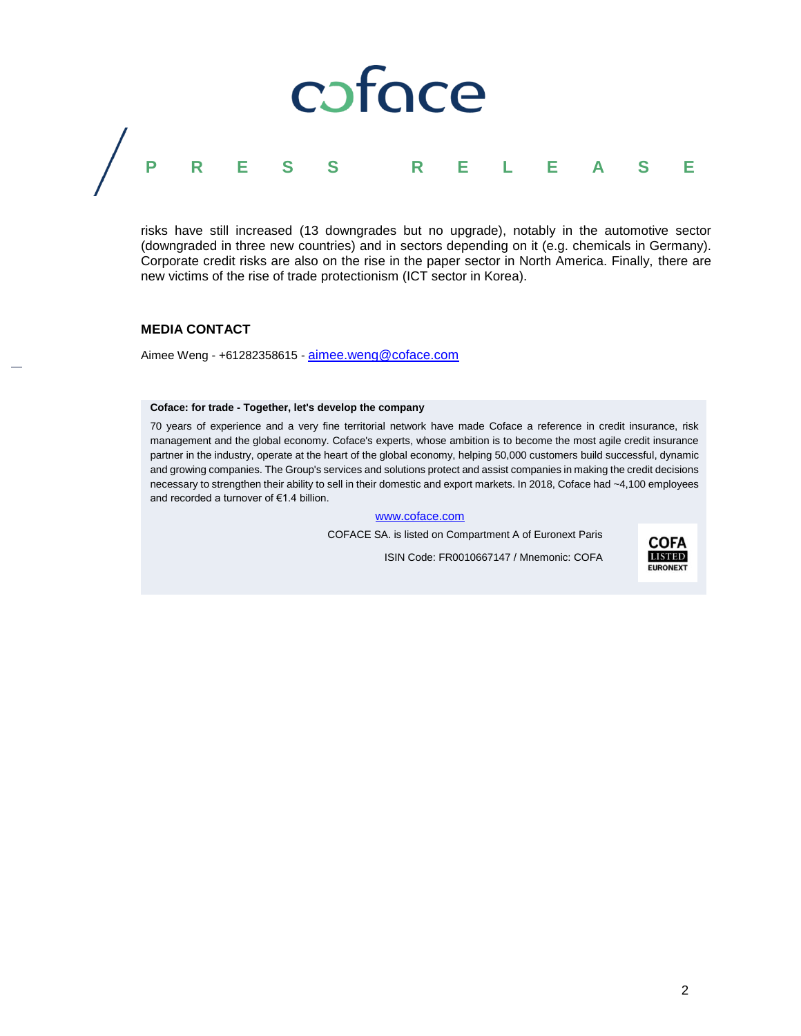risks have still increased (13 downgrades but no upgrade), notably in the automotive sector (downgraded in three new countries) and in sectors depending on it (e.g. chemicals in Germany). Corporate credit risks are also on the rise in the paper sector in North America. Finally, there are new victims of the rise of trade protectionism (ICT sector in Korea).

## MEDIA CONTACT

Aimee Weng - +61282358615 - aimee.weng@coface.com

**Coface: for trade - Together, let's develop the company**

70 years of experience and a very fine territorial network have made Coface a reference in credit insurance, risk management and the global economy. Coface's experts, whose ambition is to become the most agile credit insurance partner in the industry, operate at the heart of the global economy, helping 50,000 customers build successful, dynamic and growing companies. The Group's services and solutions protect and assist companies in making the credit decisions necessary to strengthen their ability to sell in their domestic and export markets. In 2018, Coface had ~4,100 employees and recorded a turnover of €1.4 billion.

www.coface.com

COFACE SA. is listed on Compartment A of Euronext Paris

ISIN Code: FR0010667147 / Mnemonic: COFA

COFA LISTED EURONEXT